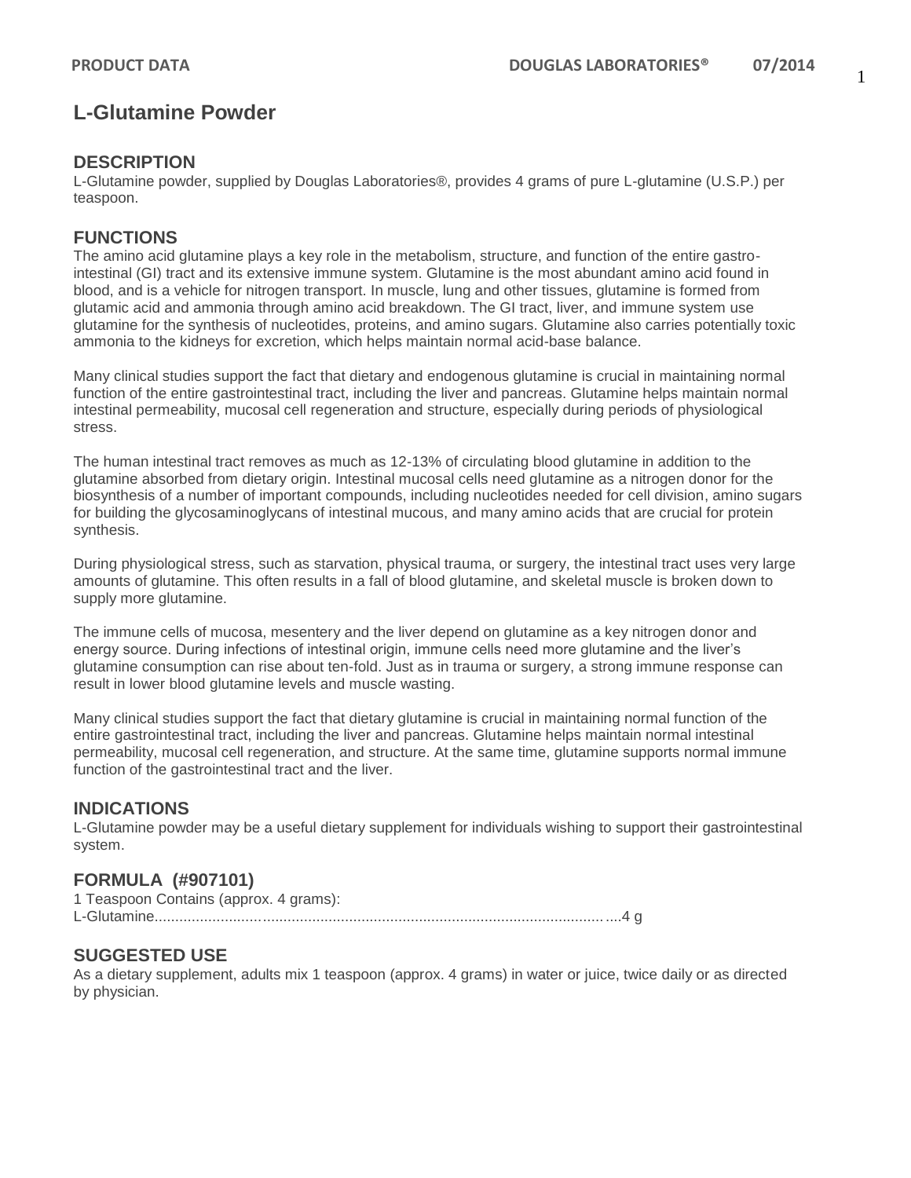# L-Glutamine Powder

## DESCRIPTION

L-Glutamine powder, supplied by Douglas Laboratories®, provides 4 grams of pure L-glutamine (U.S.P.) per teaspoon.

## FUNCTIONS

The amino acid glutamine plays a key role in the metabolism, structure, and function of the entire gastro-intestinal (GI) tract and its extensive immune system. Glutamine is the most abundant amino acid found in blood, and is a vehicle for nitrogen transport. In muscle, lung and other tissues, glutamine is formed from glutamic acid and ammonia through amino acid breakdown. The GI tract, liver, and immune system use glutamine for the synthesis of nucleotides, proteins, and amino sugars. Glutamine also carries potentially toxic ammonia to the kidneys for excretion, which helps maintain normal acid-base balance.

Many clinical studies support the fact that dietary and endogenous glutamine is crucial in maintaining normal function of the entire gastrointestinal tract, including the liver and pancreas. Glutamine helps maintain normal intestinal permeability, mucosal cell regeneration and structure, especially during periods of physiological stress.

The human intestinal tract removes as much as 12-13% of circulating blood glutamine in addition to the glutamine absorbed from dietary origin. Intestinal mucosal cells need glutamine as a nitrogen donor for the biosynthesis of a number of important compounds, including nucleotides needed for cell division, amino sugars for building the glycosaminoglycans of intestinal mucous, and many amino acids that are crucial for protein synthesis.

During physiological stress, such as starvation, physical trauma, or surgery, the intestinal tract uses very large amounts of glutamine. This often results in a fall of blood glutamine, and skeletal muscle is broken down to supply more glutamine.

The immune cells of mucosa, mesentery and the liver depend on glutamine as a key nitrogen donor and energy source. During infections of intestinal origin, immune cells need more glutamine and the liver's glutamine consumption can rise about ten-fold. Just as in trauma or surgery, a strong immune response can result in lower blood glutamine levels and muscle wasting.

Many clinical studies support the fact that dietary glutamine is crucial in maintaining normal function of the entire gastrointestinal tract, including the liver and pancreas. Glutamine helps maintain normal intestinal permeability, mucosal cell regeneration, and structure. At the same time, glutamine supports normal immune function of the gastrointestinal tract and the liver.

## INDICATIONS

L-Glutamine powder may be a useful dietary supplement for individuals wishing to support their gastrointestinal system.

## FORMULA (#907101)

1 Teaspoon Contains (approx. 4 grams):
L-Glutamine..........................................................................................................4 g

## SUGGESTED USE

As a dietary supplement, adults mix 1 teaspoon (approx. 4 grams) in water or juice, twice daily or as directed by physician.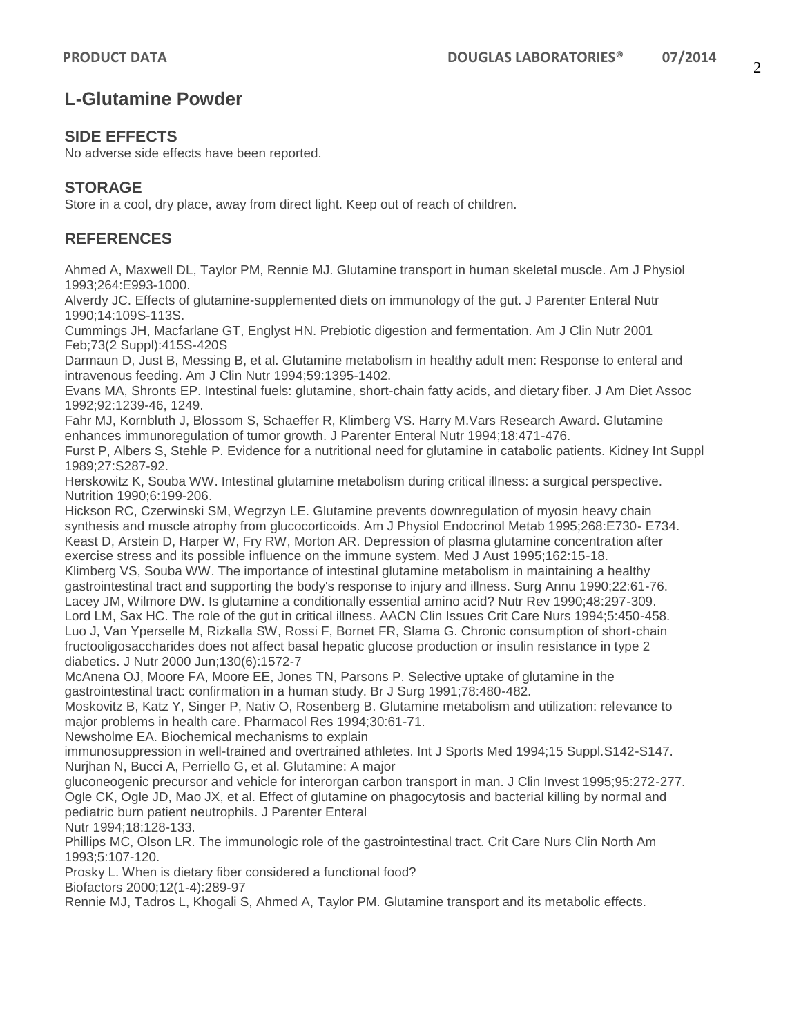# L-Glutamine Powder

## SIDE EFFECTS

No adverse side effects have been reported.

## STORAGE

Store in a cool, dry place, away from direct light. Keep out of reach of children.

## REFERENCES

Ahmed A, Maxwell DL, Taylor PM, Rennie MJ. Glutamine transport in human skeletal muscle. Am J Physiol 1993;264:E993-1000.

Alverdy JC. Effects of glutamine-supplemented diets on immunology of the gut. J Parenter Enteral Nutr 1990;14:109S-113S.

Cummings JH, Macfarlane GT, Englyst HN. Prebiotic digestion and fermentation. Am J Clin Nutr 2001 Feb;73(2 Suppl):415S-420S

Darmaun D, Just B, Messing B, et al. Glutamine metabolism in healthy adult men: Response to enteral and intravenous feeding. Am J Clin Nutr 1994;59:1395-1402.

Evans MA, Shronts EP. Intestinal fuels: glutamine, short-chain fatty acids, and dietary fiber. J Am Diet Assoc 1992;92:1239-46, 1249.

Fahr MJ, Kornbluth J, Blossom S, Schaeffer R, Klimberg VS. Harry M.Vars Research Award. Glutamine enhances immunoregulation of tumor growth. J Parenter Enteral Nutr 1994;18:471-476.

Furst P, Albers S, Stehle P. Evidence for a nutritional need for glutamine in catabolic patients. Kidney Int Suppl 1989;27:S287-92.

Herskowitz K, Souba WW. Intestinal glutamine metabolism during critical illness: a surgical perspective. Nutrition 1990;6:199-206.

Hickson RC, Czerwinski SM, Wegrzyn LE. Glutamine prevents downregulation of myosin heavy chain synthesis and muscle atrophy from glucocorticoids. Am J Physiol Endocrinol Metab 1995;268:E730- E734.

Keast D, Arstein D, Harper W, Fry RW, Morton AR. Depression of plasma glutamine concentration after exercise stress and its possible influence on the immune system. Med J Aust 1995;162:15-18.

Klimberg VS, Souba WW. The importance of intestinal glutamine metabolism in maintaining a healthy gastrointestinal tract and supporting the body's response to injury and illness. Surg Annu 1990;22:61-76.

Lacey JM, Wilmore DW. Is glutamine a conditionally essential amino acid? Nutr Rev 1990;48:297-309.

Lord LM, Sax HC. The role of the gut in critical illness. AACN Clin Issues Crit Care Nurs 1994;5:450-458.

Luo J, Van Yperselle M, Rizkalla SW, Rossi F, Bornet FR, Slama G. Chronic consumption of short-chain fructooligosaccharides does not affect basal hepatic glucose production or insulin resistance in type 2 diabetics. J Nutr 2000 Jun;130(6):1572-7

McAnena OJ, Moore FA, Moore EE, Jones TN, Parsons P. Selective uptake of glutamine in the gastrointestinal tract: confirmation in a human study. Br J Surg 1991;78:480-482.

Moskovitz B, Katz Y, Singer P, Nativ O, Rosenberg B. Glutamine metabolism and utilization: relevance to major problems in health care. Pharmacol Res 1994;30:61-71.

Newsholme EA. Biochemical mechanisms to explain immunosuppression in well-trained and overtrained athletes. Int J Sports Med 1994;15 Suppl.S142-S147.

Nurjhan N, Bucci A, Perriello G, et al. Glutamine: A major gluconeogenic precursor and vehicle for interorgan carbon transport in man. J Clin Invest 1995;95:272-277.

Ogle CK, Ogle JD, Mao JX, et al. Effect of glutamine on phagocytosis and bacterial killing by normal and pediatric burn patient neutrophils. J Parenter Enteral Nutr 1994;18:128-133.

Phillips MC, Olson LR. The immunologic role of the gastrointestinal tract. Crit Care Nurs Clin North Am 1993;5:107-120.

Prosky L. When is dietary fiber considered a functional food? Biofactors 2000;12(1-4):289-97

Rennie MJ, Tadros L, Khogali S, Ahmed A, Taylor PM. Glutamine transport and its metabolic effects.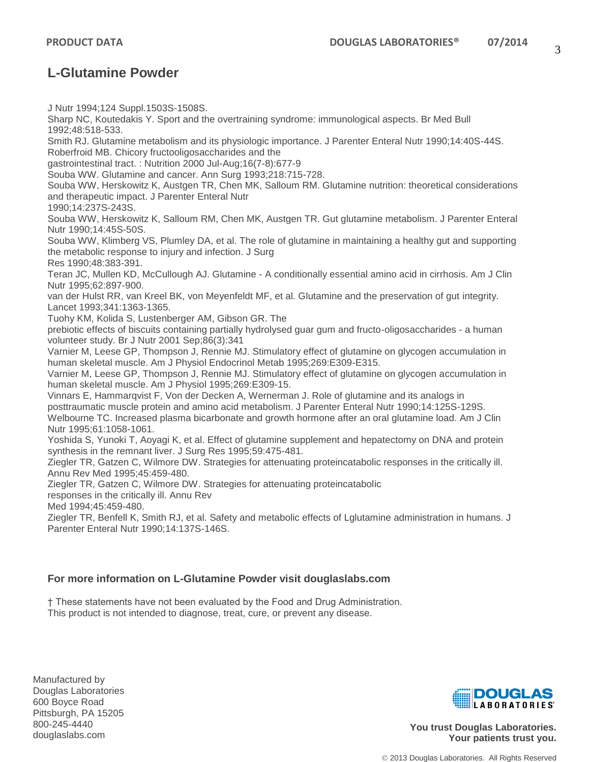# L-Glutamine Powder

J Nutr 1994;124 Suppl.1503S-1508S.
Sharp NC, Koutedakis Y. Sport and the overtraining syndrome: immunological aspects. Br Med Bull 1992;48:518-533.
Smith RJ. Glutamine metabolism and its physiologic importance. J Parenter Enteral Nutr 1990;14:40S-44S.
Roberfroid MB. Chicory fructooligosaccharides and the gastrointestinal tract. : Nutrition 2000 Jul-Aug;16(7-8):677-9
Souba WW. Glutamine and cancer. Ann Surg 1993;218:715-728.
Souba WW, Herskowitz K, Austgen TR, Chen MK, Salloum RM. Glutamine nutrition: theoretical considerations and therapeutic impact. J Parenter Enteral Nutr 1990;14:237S-243S.
Souba WW, Herskowitz K, Salloum RM, Chen MK, Austgen TR. Gut glutamine metabolism. J Parenter Enteral Nutr 1990;14:45S-50S.
Souba WW, Klimberg VS, Plumley DA, et al. The role of glutamine in maintaining a healthy gut and supporting the metabolic response to injury and infection. J Surg Res 1990;48:383-391.
Teran JC, Mullen KD, McCullough AJ. Glutamine - A conditionally essential amino acid in cirrhosis. Am J Clin Nutr 1995;62:897-900.
van der Hulst RR, van Kreel BK, von Meyenfeldt MF, et al. Glutamine and the preservation of gut integrity. Lancet 1993;341:1363-1365.
Tuohy KM, Kolida S, Lustenberger AM, Gibson GR. The prebiotic effects of biscuits containing partially hydrolysed guar gum and fructo-oligosaccharides - a human volunteer study. Br J Nutr 2001 Sep;86(3):341
Varnier M, Leese GP, Thompson J, Rennie MJ. Stimulatory effect of glutamine on glycogen accumulation in human skeletal muscle. Am J Physiol Endocrinol Metab 1995;269:E309-E315.
Varnier M, Leese GP, Thompson J, Rennie MJ. Stimulatory effect of glutamine on glycogen accumulation in human skeletal muscle. Am J Physiol 1995;269:E309-15.
Vinnars E, Hammarqvist F, Von der Decken A, Wernerman J. Role of glutamine and its analogs in posttraumatic muscle protein and amino acid metabolism. J Parenter Enteral Nutr 1990;14:125S-129S.
Welbourne TC. Increased plasma bicarbonate and growth hormone after an oral glutamine load. Am J Clin Nutr 1995;61:1058-1061.
Yoshida S, Yunoki T, Aoyagi K, et al. Effect of glutamine supplement and hepatectomy on DNA and protein synthesis in the remnant liver. J Surg Res 1995;59:475-481.
Ziegler TR, Gatzen C, Wilmore DW. Strategies for attenuating proteincatabolic responses in the critically ill. Annu Rev Med 1995;45:459-480.
Ziegler TR, Gatzen C, Wilmore DW. Strategies for attenuating proteincatabolic responses in the critically ill. Annu Rev Med 1994;45:459-480.
Ziegler TR, Benfell K, Smith RJ, et al. Safety and metabolic effects of Lglutamine administration in humans. J Parenter Enteral Nutr 1990;14:137S-146S.

**For more information on L-Glutamine Powder visit douglaslabs.com**

† These statements have not been evaluated by the Food and Drug Administration.
This product is not intended to diagnose, treat, cure, or prevent any disease.

Manufactured by
Douglas Laboratories
600 Boyce Road
Pittsburgh, PA 15205
800-245-4440
douglaslabs.com

DOUGLAS LABORATORIES

**You trust Douglas Laboratories.
Your patients trust you.**

© 2013 Douglas Laboratories. All Rights Reserved